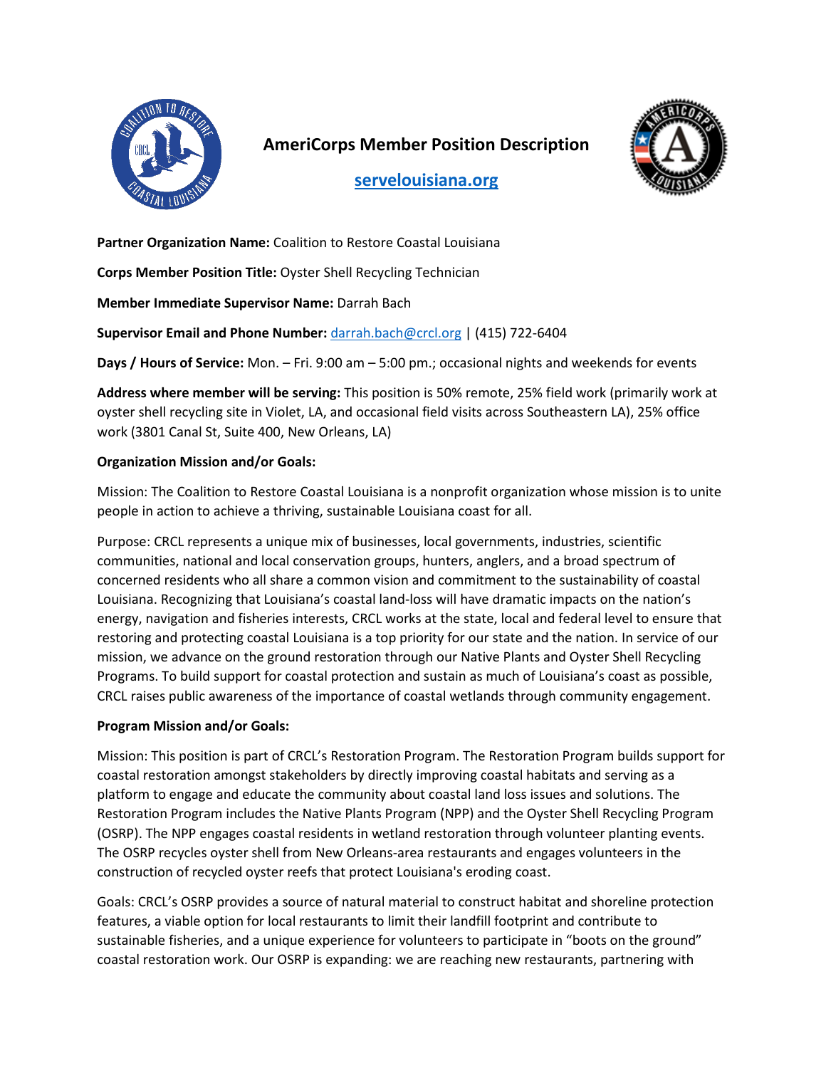# AmeriCorps Member Position Description

## [servelouisiana.org](https://servelouisiana.org)

**Partner Organization Name:** Coalition to Restore Coastal Louisiana

**Corps Member Position Title:** Oyster Shell Recycling Technician

**Member Immediate Supervisor Name:** Darrah Bach

**Supervisor Email and Phone Number:** darrah.bach@crcl.org | (415) 722-6404

**Days / Hours of Service:** Mon. – Fri. 9:00 am – 5:00 pm.; occasional nights and weekends for events

**Address where member will be serving:** This position is 50% remote, 25% field work (primarily work at oyster shell recycling site in Violet, LA, and occasional field visits across Southeastern LA), 25% office work (3801 Canal St, Suite 400, New Orleans, LA)

**Organization Mission and/or Goals:**

Mission: The Coalition to Restore Coastal Louisiana is a nonprofit organization whose mission is to unite people in action to achieve a thriving, sustainable Louisiana coast for all.

Purpose: CRCL represents a unique mix of businesses, local governments, industries, scientific communities, national and local conservation groups, hunters, anglers, and a broad spectrum of concerned residents who all share a common vision and commitment to the sustainability of coastal Louisiana. Recognizing that Louisiana's coastal land-loss will have dramatic impacts on the nation's energy, navigation and fisheries interests, CRCL works at the state, local and federal level to ensure that restoring and protecting coastal Louisiana is a top priority for our state and the nation. In service of our mission, we advance on the ground restoration through our Native Plants and Oyster Shell Recycling Programs. To build support for coastal protection and sustain as much of Louisiana's coast as possible, CRCL raises public awareness of the importance of coastal wetlands through community engagement.

**Program Mission and/or Goals:**

Mission: This position is part of CRCL's Restoration Program. The Restoration Program builds support for coastal restoration amongst stakeholders by directly improving coastal habitats and serving as a platform to engage and educate the community about coastal land loss issues and solutions. The Restoration Program includes the Native Plants Program (NPP) and the Oyster Shell Recycling Program (OSRP). The NPP engages coastal residents in wetland restoration through volunteer planting events. The OSRP recycles oyster shell from New Orleans-area restaurants and engages volunteers in the construction of recycled oyster reefs that protect Louisiana's eroding coast.

Goals: CRCL's OSRP provides a source of natural material to construct habitat and shoreline protection features, a viable option for local restaurants to limit their landfill footprint and contribute to sustainable fisheries, and a unique experience for volunteers to participate in "boots on the ground" coastal restoration work. Our OSRP is expanding: we are reaching new restaurants, partnering with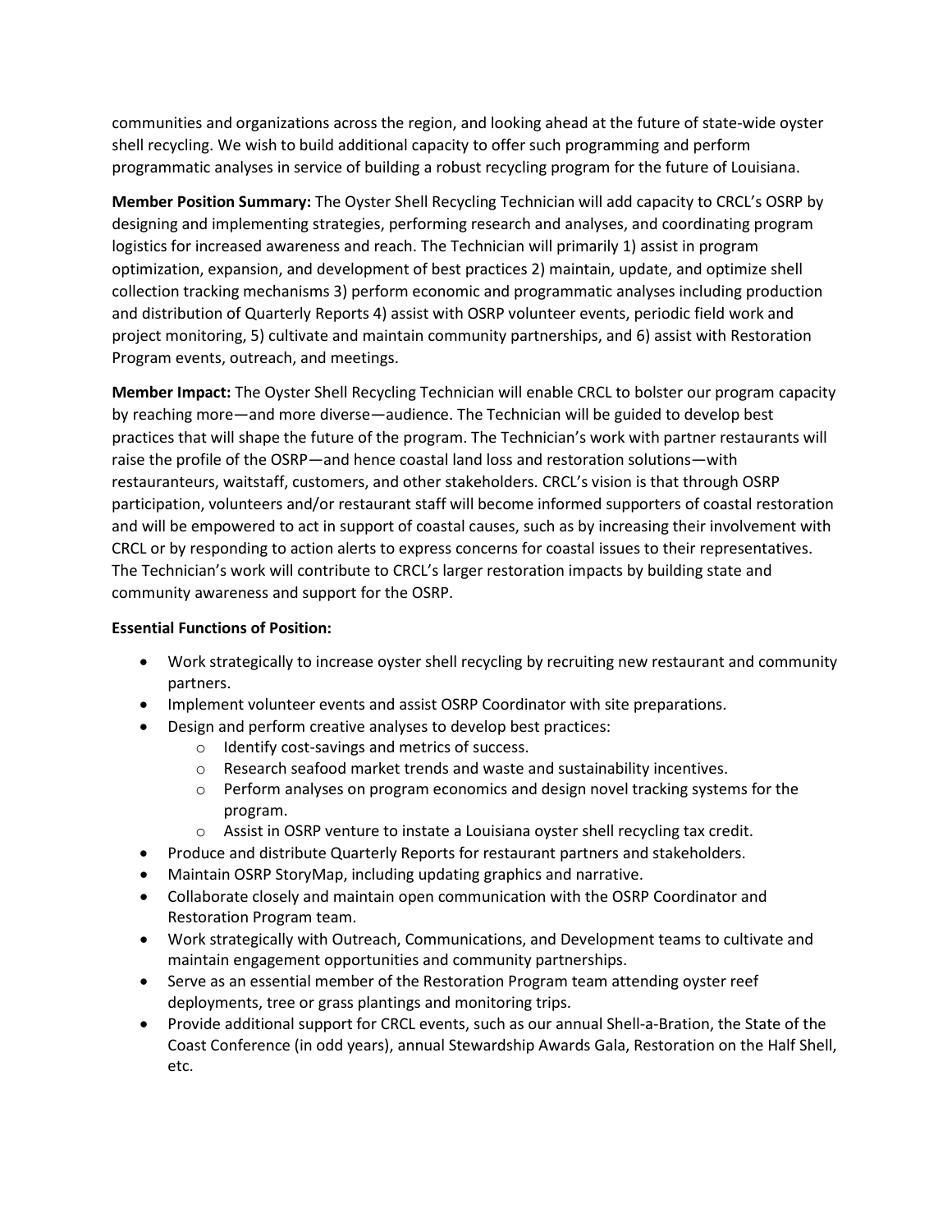communities and organizations across the region, and looking ahead at the future of state-wide oyster shell recycling. We wish to build additional capacity to offer such programming and perform programmatic analyses in service of building a robust recycling program for the future of Louisiana.

**Member Position Summary:** The Oyster Shell Recycling Technician will add capacity to CRCL's OSRP by designing and implementing strategies, performing research and analyses, and coordinating program logistics for increased awareness and reach. The Technician will primarily 1) assist in program optimization, expansion, and development of best practices 2) maintain, update, and optimize shell collection tracking mechanisms 3) perform economic and programmatic analyses including production and distribution of Quarterly Reports 4) assist with OSRP volunteer events, periodic field work and project monitoring, 5) cultivate and maintain community partnerships, and 6) assist with Restoration Program events, outreach, and meetings.

**Member Impact:** The Oyster Shell Recycling Technician will enable CRCL to bolster our program capacity by reaching more—and more diverse—audience. The Technician will be guided to develop best practices that will shape the future of the program. The Technician's work with partner restaurants will raise the profile of the OSRP—and hence coastal land loss and restoration solutions—with restauranteurs, waitstaff, customers, and other stakeholders. CRCL's vision is that through OSRP participation, volunteers and/or restaurant staff will become informed supporters of coastal restoration and will be empowered to act in support of coastal causes, such as by increasing their involvement with CRCL or by responding to action alerts to express concerns for coastal issues to their representatives. The Technician's work will contribute to CRCL's larger restoration impacts by building state and community awareness and support for the OSRP.

**Essential Functions of Position:**

- Work strategically to increase oyster shell recycling by recruiting new restaurant and community partners.
- Implement volunteer events and assist OSRP Coordinator with site preparations.
- Design and perform creative analyses to develop best practices:
  - Identify cost-savings and metrics of success.
  - Research seafood market trends and waste and sustainability incentives.
  - Perform analyses on program economics and design novel tracking systems for the program.
  - Assist in OSRP venture to instate a Louisiana oyster shell recycling tax credit.
- Produce and distribute Quarterly Reports for restaurant partners and stakeholders.
- Maintain OSRP StoryMap, including updating graphics and narrative.
- Collaborate closely and maintain open communication with the OSRP Coordinator and Restoration Program team.
- Work strategically with Outreach, Communications, and Development teams to cultivate and maintain engagement opportunities and community partnerships.
- Serve as an essential member of the Restoration Program team attending oyster reef deployments, tree or grass plantings and monitoring trips.
- Provide additional support for CRCL events, such as our annual Shell-a-Bration, the State of the Coast Conference (in odd years), annual Stewardship Awards Gala, Restoration on the Half Shell, etc.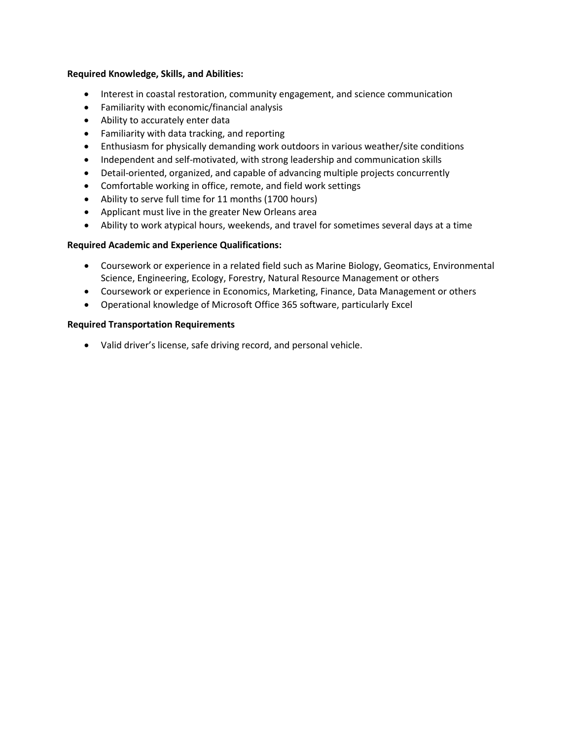**Required Knowledge, Skills, and Abilities:**

- Interest in coastal restoration, community engagement, and science communication
- Familiarity with economic/financial analysis
- Ability to accurately enter data
- Familiarity with data tracking, and reporting
- Enthusiasm for physically demanding work outdoors in various weather/site conditions
- Independent and self-motivated, with strong leadership and communication skills
- Detail-oriented, organized, and capable of advancing multiple projects concurrently
- Comfortable working in office, remote, and field work settings
- Ability to serve full time for 11 months (1700 hours)
- Applicant must live in the greater New Orleans area
- Ability to work atypical hours, weekends, and travel for sometimes several days at a time

**Required Academic and Experience Qualifications:**

- Coursework or experience in a related field such as Marine Biology, Geomatics, Environmental Science, Engineering, Ecology, Forestry, Natural Resource Management or others
- Coursework or experience in Economics, Marketing, Finance, Data Management or others
- Operational knowledge of Microsoft Office 365 software, particularly Excel

**Required Transportation Requirements**

- Valid driver's license, safe driving record, and personal vehicle.